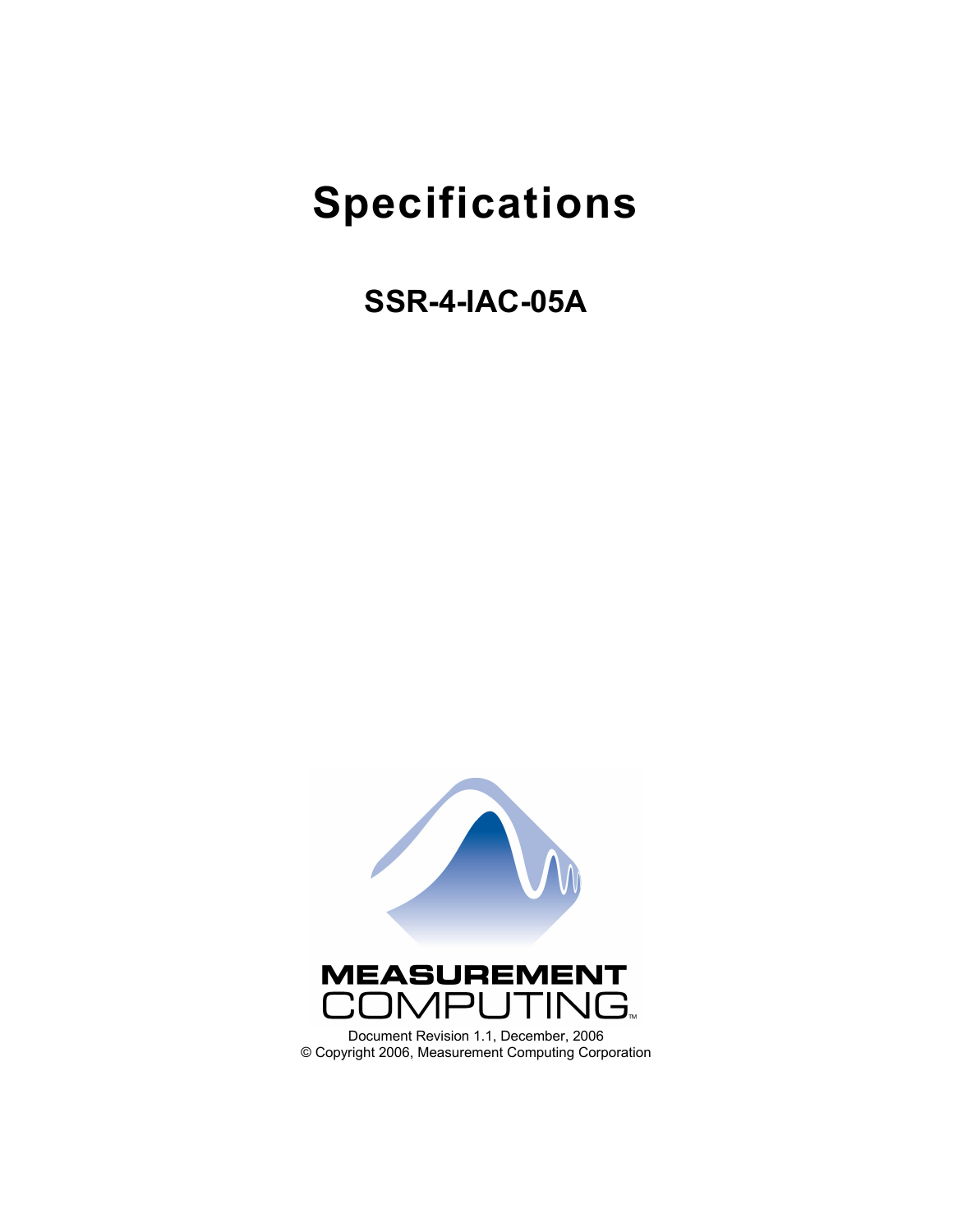# Specifications

## SSR-4-IAC-05A

MEASUREMENT COMPUTING

Document Revision 1.1, December, 2006
© Copyright 2006, Measurement Computing Corporation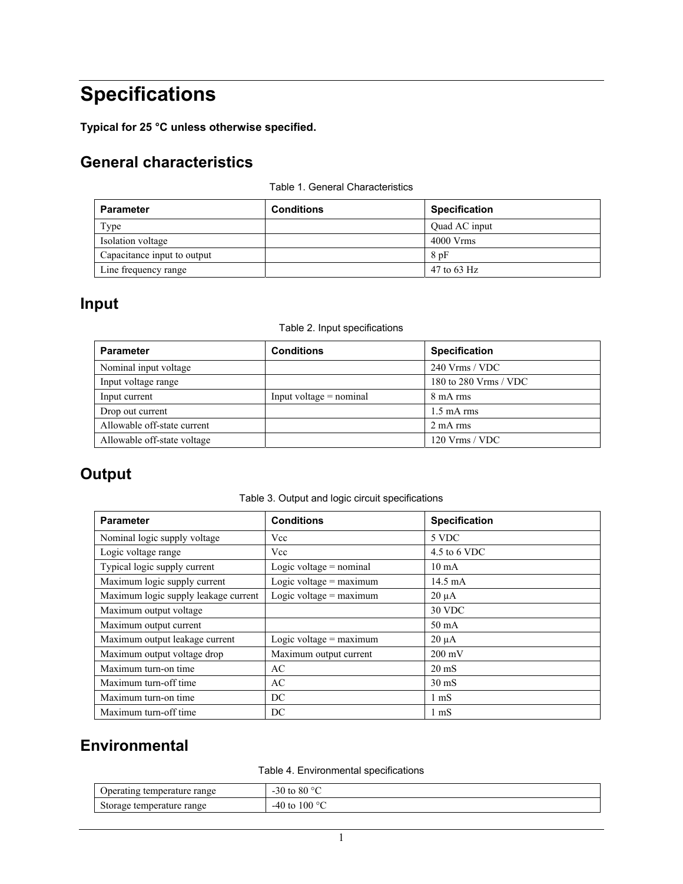# Specifications

**Typical for 25 °C unless otherwise specified.**

## General characteristics

Table 1. General Characteristics

| Parameter | Conditions | Specification |
|---|---|---|
| Type | | Quad AC input |
| Isolation voltage | | 4000 Vrms |
| Capacitance input to output | | 8 pF |
| Line frequency range | | 47 to 63 Hz |

## Input

Table 2. Input specifications

| Parameter | Conditions | Specification |
|---|---|---|
| Nominal input voltage | | 240 Vrms / VDC |
| Input voltage range | | 180 to 280 Vrms / VDC |
| Input current | Input voltage = nominal | 8 mA rms |
| Drop out current | | 1.5 mA rms |
| Allowable off-state current | | 2 mA rms |
| Allowable off-state voltage | | 120 Vrms / VDC |

## Output

Table 3. Output and logic circuit specifications

| Parameter | Conditions | Specification |
|---|---|---|
| Nominal logic supply voltage | Vcc | 5 VDC |
| Logic voltage range | Vcc | 4.5 to 6 VDC |
| Typical logic supply current | Logic voltage = nominal | 10 mA |
| Maximum logic supply current | Logic voltage = maximum | 14.5 mA |
| Maximum logic supply leakage current | Logic voltage = maximum | 20 µA |
| Maximum output voltage | | 30 VDC |
| Maximum output current | | 50 mA |
| Maximum output leakage current | Logic voltage = maximum | 20 µA |
| Maximum output voltage drop | Maximum output current | 200 mV |
| Maximum turn-on time | AC | 20 mS |
| Maximum turn-off time | AC | 30 mS |
| Maximum turn-on time | DC | 1 mS |
| Maximum turn-off time | DC | 1 mS |

## Environmental

Table 4. Environmental specifications

| | |
|---|---|
| Operating temperature range | -30 to 80 °C |
| Storage temperature range | -40 to 100 °C |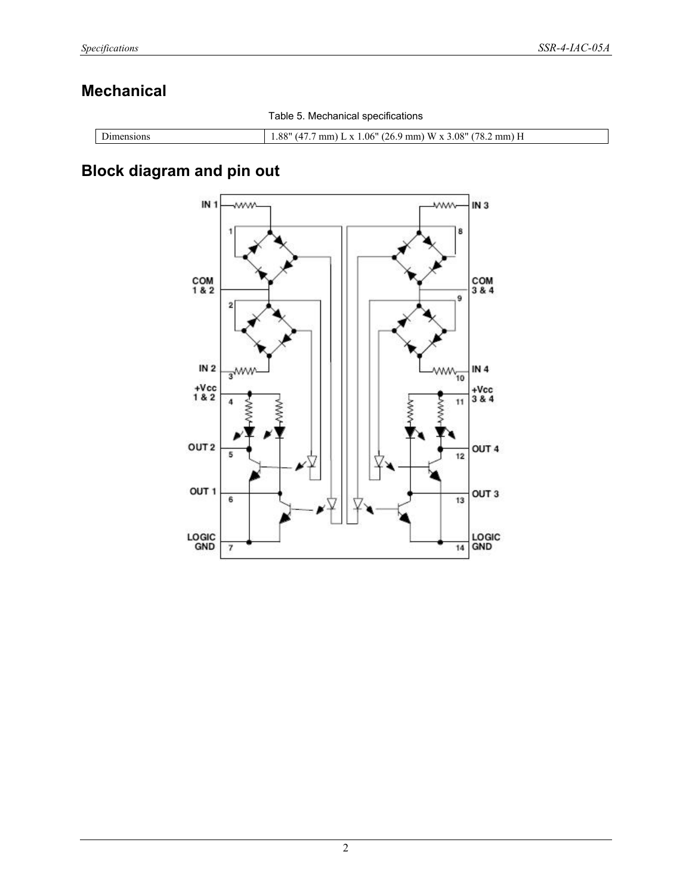## Mechanical

Table 5. Mechanical specifications

| Dimensions | 1.88" (47.7 mm) L x 1.06" (26.9 mm) W x 3.08" (78.2 mm) H |
|---|---|

## Block diagram and pin out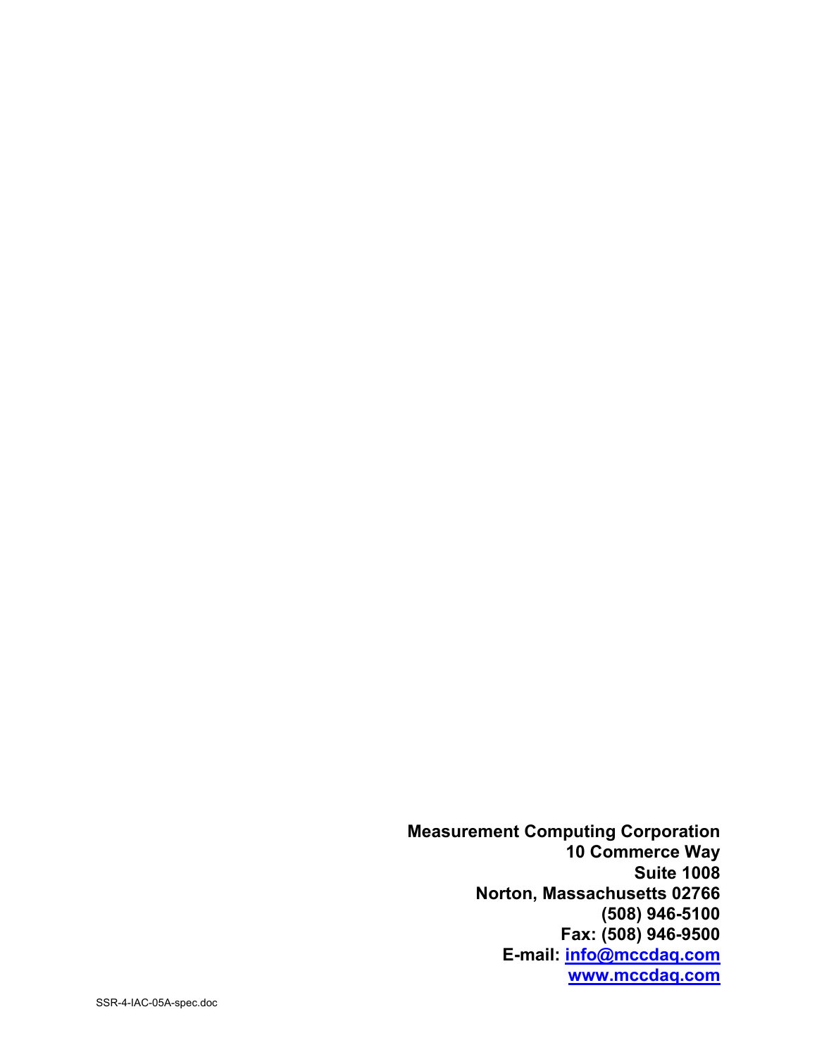**Measurement Computing Corporation**
**10 Commerce Way**
**Suite 1008**
**Norton, Massachusetts 02766**
**(508) 946-5100**
**Fax: (508) 946-9500**
**E-mail: [info@mccdaq.com](mailto:info@mccdaq.com)**
**[www.mccdaq.com](http://www.mccdaq.com)**

SSR-4-IAC-05A-spec.doc